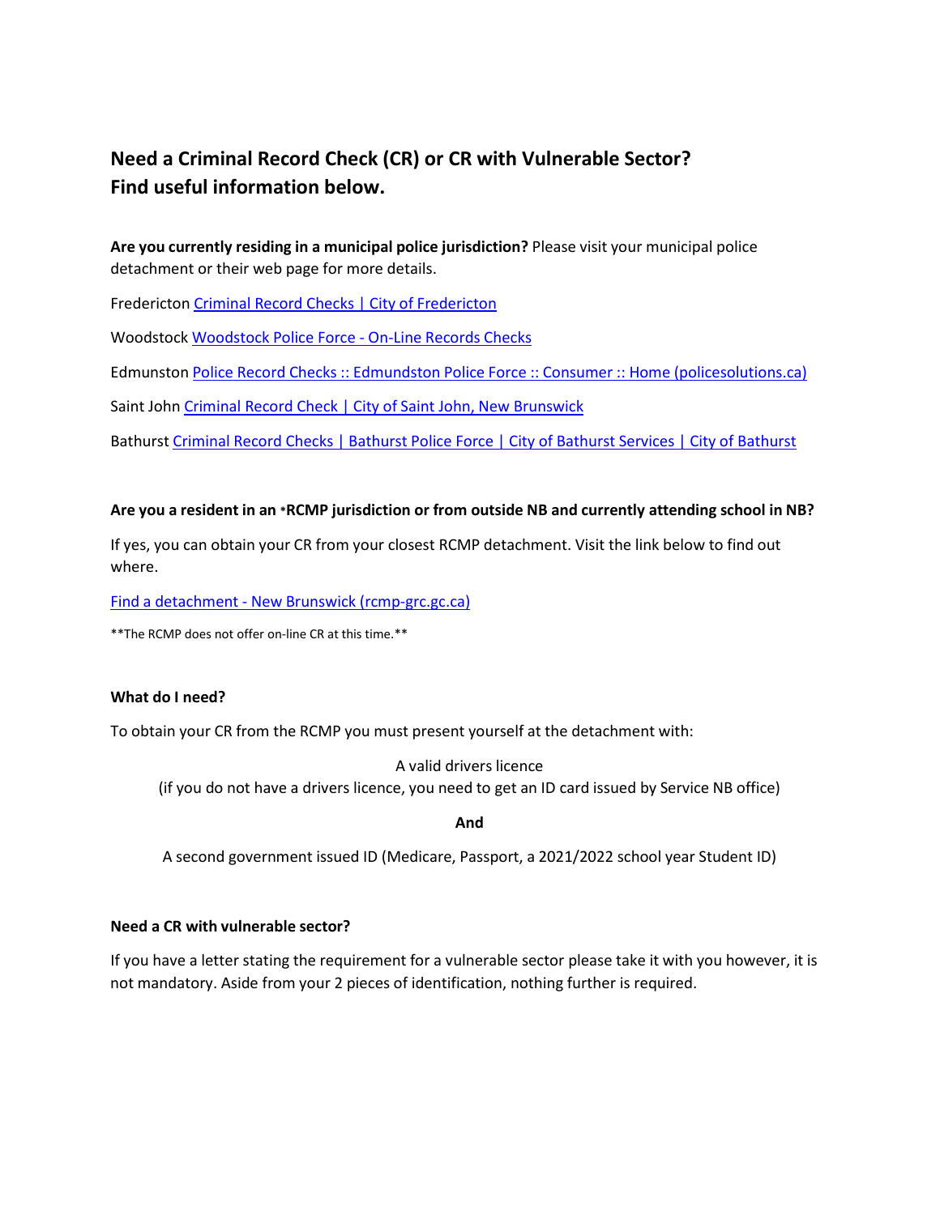## Need a Criminal Record Check (CR) or CR with Vulnerable Sector? Find useful information below.

**Are you currently residing in a municipal police jurisdiction?** Please visit your municipal police detachment or their web page for more details.

Fredericton Criminal Record Checks | City of Fredericton

Woodstock Woodstock Police Force - On-Line Records Checks

Edmunston Police Record Checks :: Edmundston Police Force :: Consumer :: Home (policesolutions.ca)

Saint John Criminal Record Check | City of Saint John, New Brunswick

Bathurst Criminal Record Checks | Bathurst Police Force | City of Bathurst Services | City of Bathurst

**Are you a resident in an *RCMP jurisdiction or from outside NB and currently attending school in NB?**

If yes, you can obtain your CR from your closest RCMP detachment. Visit the link below to find out where.

Find a detachment - New Brunswick (rcmp-grc.gc.ca)

**The RCMP does not offer on-line CR at this time.**

**What do I need?**

To obtain your CR from the RCMP you must present yourself at the detachment with:

A valid drivers licence
(if you do not have a drivers licence, you need to get an ID card issued by Service NB office)

**And**

A second government issued ID (Medicare, Passport, a 2021/2022 school year Student ID)

**Need a CR with vulnerable sector?**

If you have a letter stating the requirement for a vulnerable sector please take it with you however, it is not mandatory. Aside from your 2 pieces of identification, nothing further is required.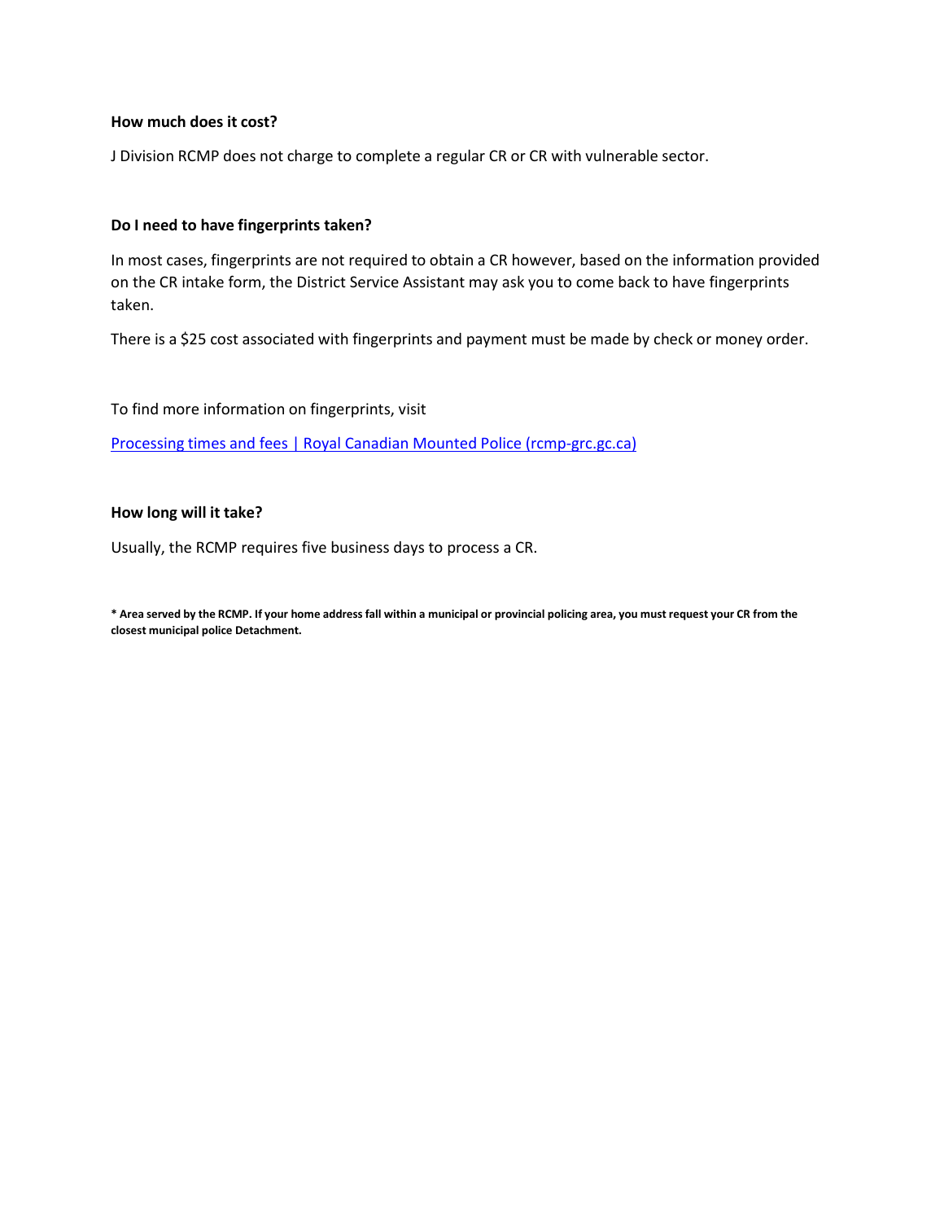**How much does it cost?**

J Division RCMP does not charge to complete a regular CR or CR with vulnerable sector.

**Do I need to have fingerprints taken?**

In most cases, fingerprints are not required to obtain a CR however, based on the information provided on the CR intake form, the District Service Assistant may ask you to come back to have fingerprints taken.

There is a $25 cost associated with fingerprints and payment must be made by check or money order.

To find more information on fingerprints, visit

[Processing times and fees | Royal Canadian Mounted Police (rcmp-grc.gc.ca)]()

**How long will it take?**

Usually, the RCMP requires five business days to process a CR.

**\* Area served by the RCMP. If your home address fall within a municipal or provincial policing area, you must request your CR from the closest municipal police Detachment.**